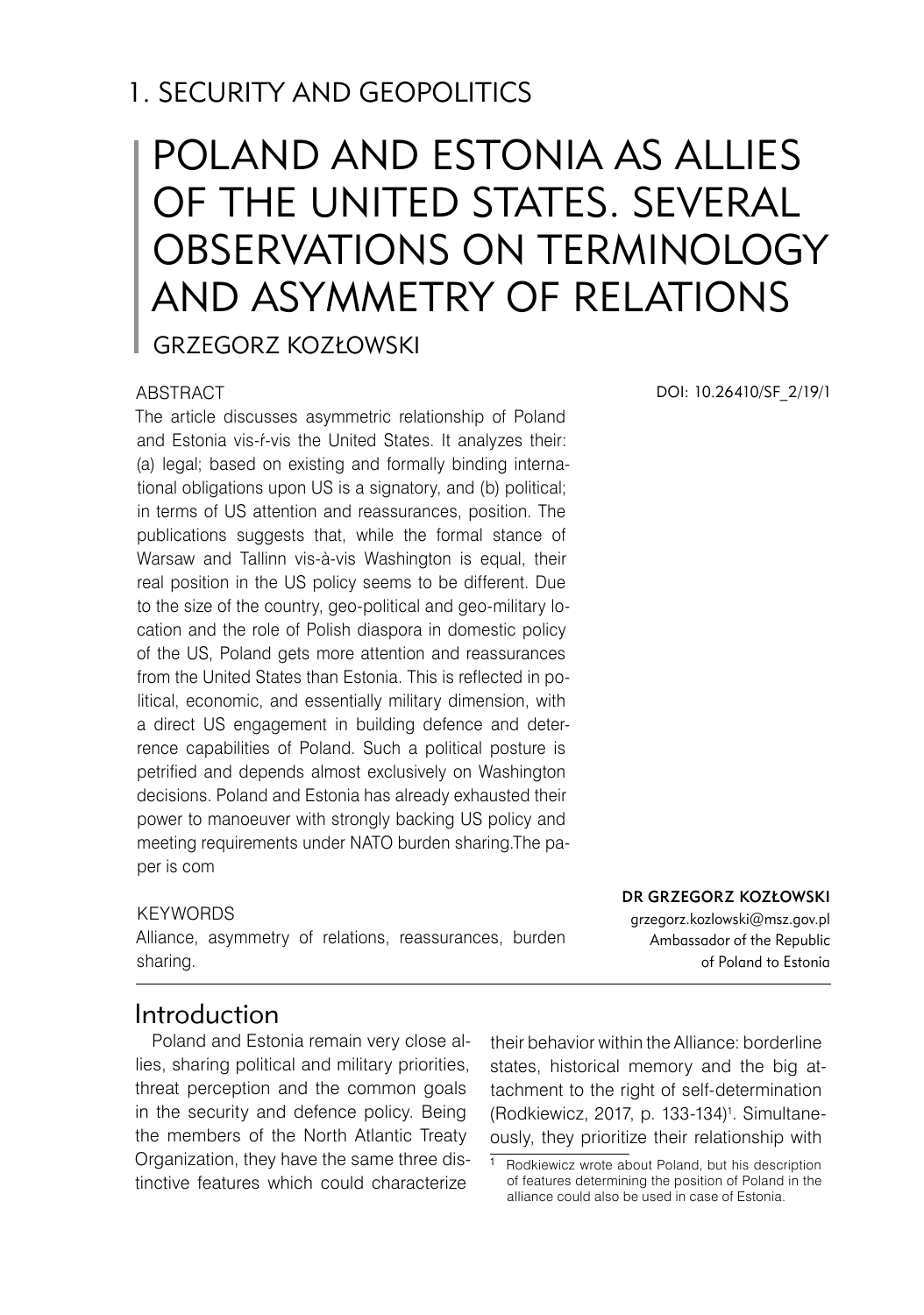## 1. SECURITY AND GEOPOLITICS

# POLAND AND ESTONIA AS ALLIES OF THE UNITED STATES. SEVERAL OBSERVATIONS ON TERMINOLOGY AND ASYMMETRY OF RELATIONS

GRZEGORZ KOZŁOWSKI

DOI: 10.26410/SF_2/19/1

### ABSTRACT

The article discusses asymmetric relationship of Poland and Estonia vis-ŕ-vis the United States. It analyzes their: (a) legal; based on existing and formally binding international obligations upon US is a signatory, and (b) political; in terms of US attention and reassurances, position. The publications suggests that, while the formal stance of Warsaw and Tallinn vis-à-vis Washington is equal, their real position in the US policy seems to be different. Due to the size of the country, geo-political and geo-military location and the role of Polish diaspora in domestic policy of the US, Poland gets more attention and reassurances from the United States than Estonia. This is reflected in political, economic, and essentially military dimension, with a direct US engagement in building defence and deterrence capabilities of Poland. Such a political posture is petrified and depends almost exclusively on Washington decisions. Poland and Estonia has already exhausted their power to manoeuver with strongly backing US policy and meeting requirements under NATO burden sharing.The paper is com

### KEYWORDS

Alliance, asymmetry of relations, reassurances, burden sharing.

**DR GRZEGORZ KOZŁOWSKI**
grzegorz.kozlowski@msz.gov.pl
Ambassador of the Republic of Poland to Estonia

## Introduction

Poland and Estonia remain very close allies, sharing political and military priorities, threat perception and the common goals in the security and defence policy. Being the members of the North Atlantic Treaty Organization, they have the same three distinctive features which could characterize their behavior within the Alliance: borderline states, historical memory and the big attachment to the right of self-determination (Rodkiewicz, 2017, p. 133-134)[1]. Simultaneously, they prioritize their relationship with

[1] Rodkiewicz wrote about Poland, but his description of features determining the position of Poland in the alliance could also be used in case of Estonia.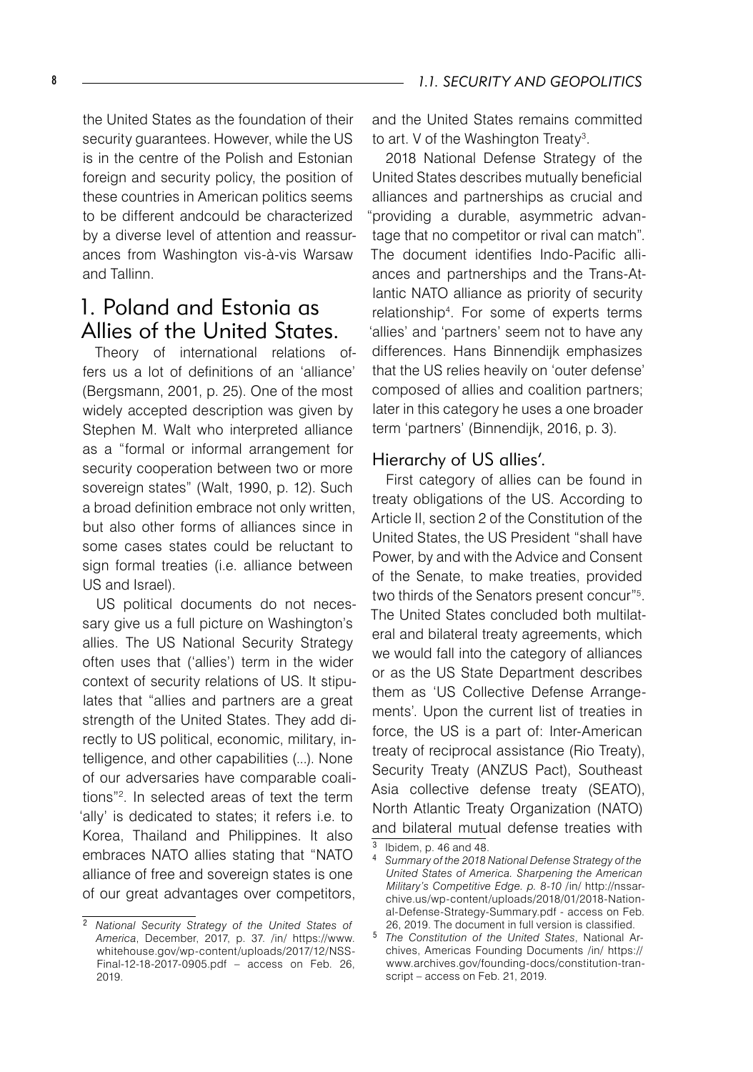the United States as the foundation of their security guarantees. However, while the US is in the centre of the Polish and Estonian foreign and security policy, the position of these countries in American politics seems to be different andcould be characterized by a diverse level of attention and reassurances from Washington vis-à-vis Warsaw and Tallinn.

## 1. Poland and Estonia as Allies of the United States.

Theory of international relations offers us a lot of definitions of an 'alliance' (Bergsmann, 2001, p. 25). One of the most widely accepted description was given by Stephen M. Walt who interpreted alliance as a "formal or informal arrangement for security cooperation between two or more sovereign states" (Walt, 1990, p. 12). Such a broad definition embrace not only written, but also other forms of alliances since in some cases states could be reluctant to sign formal treaties (i.e. alliance between US and Israel).

US political documents do not necessary give us a full picture on Washington's allies. The US National Security Strategy often uses that ('allies') term in the wider context of security relations of US. It stipulates that "allies and partners are a great strength of the United States. They add directly to US political, economic, military, intelligence, and other capabilities (...). None of our adversaries have comparable coalitions"[2]. In selected areas of text the term 'ally' is dedicated to states; it refers i.e. to Korea, Thailand and Philippines. It also embraces NATO allies stating that "NATO alliance of free and sovereign states is one of our great advantages over competitors, and the United States remains committed to art. V of the Washington Treaty[3].

2018 National Defense Strategy of the United States describes mutually beneficial alliances and partnerships as crucial and "providing a durable, asymmetric advantage that no competitor or rival can match". The document identifies Indo-Pacific alliances and partnerships and the Trans-Atlantic NATO alliance as priority of security relationship[4]. For some of experts terms 'allies' and 'partners' seem not to have any differences. Hans Binnendijk emphasizes that the US relies heavily on 'outer defense' composed of allies and coalition partners; later in this category he uses a one broader term 'partners' (Binnendijk, 2016, p. 3).

### Hierarchy of US allies'.

First category of allies can be found in treaty obligations of the US. According to Article II, section 2 of the Constitution of the United States, the US President "shall have Power, by and with the Advice and Consent of the Senate, to make treaties, provided two thirds of the Senators present concur"[5]. The United States concluded both multilateral and bilateral treaty agreements, which we would fall into the category of alliances or as the US State Department describes them as 'US Collective Defense Arrangements'. Upon the current list of treaties in force, the US is a part of: Inter-American treaty of reciprocal assistance (Rio Treaty), Security Treaty (ANZUS Pact), Southeast Asia collective defense treaty (SEATO), North Atlantic Treaty Organization (NATO) and bilateral mutual defense treaties with

---

[2] *National Security Strategy of the United States of America*, December, 2017, p. 37. /in/ https://www.whitehouse.gov/wp-content/uploads/2017/12/NSS-Final-12-18-2017-0905.pdf – access on Feb. 26, 2019.

[3] Ibidem, p. 46 and 48.

[4] *Summary of the 2018 National Defense Strategy of the United States of America. Sharpening the American Military's Competitive Edge. p. 8-10* /in/ http://nssarchive.us/wp-content/uploads/2018/01/2018-National-Defense-Strategy-Summary.pdf - access on Feb. 26, 2019. The document in full version is classified.

[5] *The Constitution of the United States*, National Archives, Americas Founding Documents /in/ https://www.archives.gov/founding-docs/constitution-transcript – access on Feb. 21, 2019.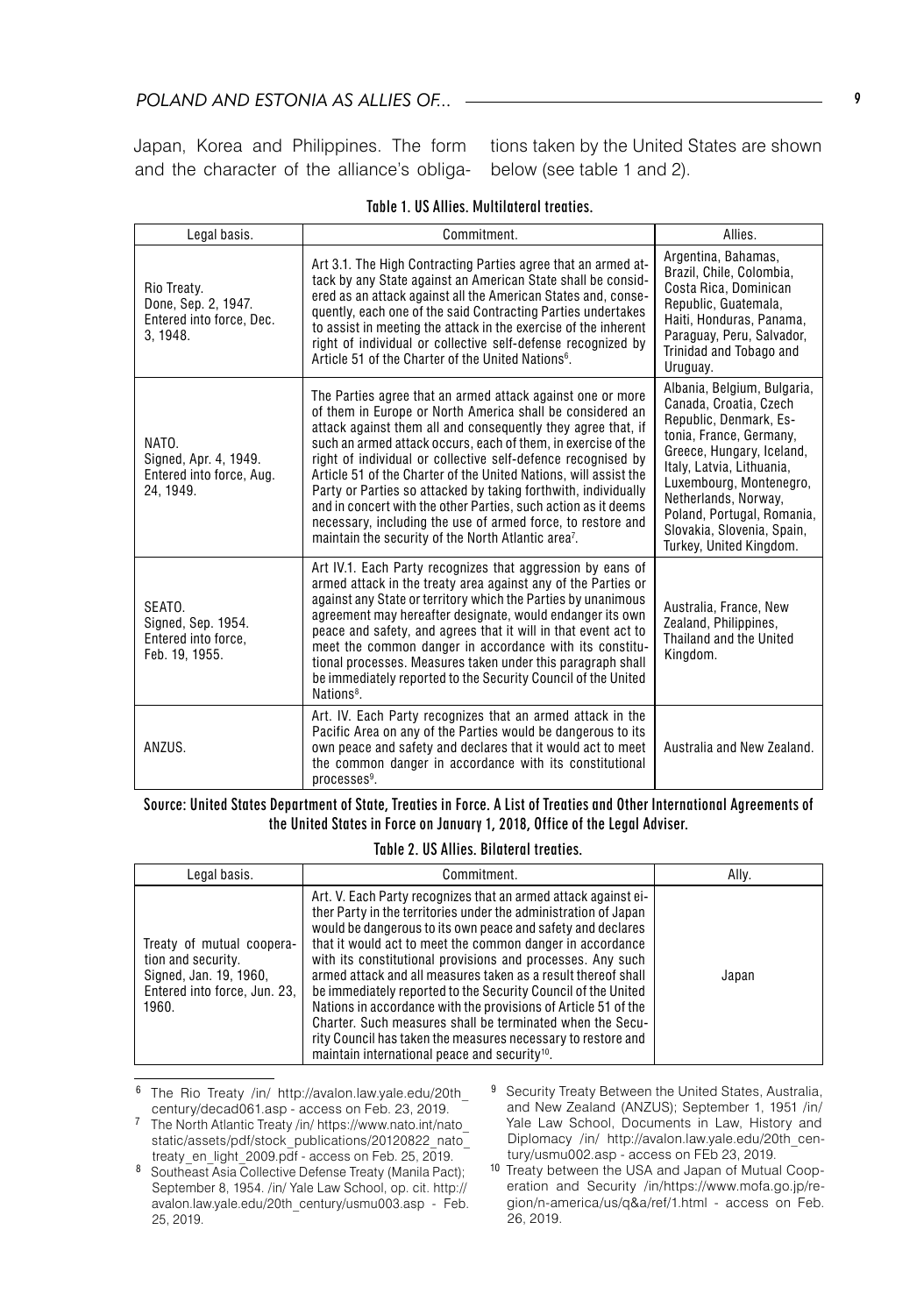Japan, Korea and Philippines. The form and the character of the alliance's obligations taken by the United States are shown below (see table 1 and 2).

**Table 1. US Allies. Multilateral treaties.**

| Legal basis. | Commitment. | Allies. |
|---|---|---|
| Rio Treaty. Done, Sep. 2, 1947. Entered into force, Dec. 3, 1948. | Art 3.1. The High Contracting Parties agree that an armed attack by any State against an American State shall be considered as an attack against all the American States and, consequently, each one of the said Contracting Parties undertakes to assist in meeting the attack in the exercise of the inherent right of individual or collective self-defense recognized by Article 51 of the Charter of the United Nations[6]. | Argentina, Bahamas, Brazil, Chile, Colombia, Costa Rica, Dominican Republic, Guatemala, Haiti, Honduras, Panama, Paraguay, Peru, Salvador, Trinidad and Tobago and Uruguay. |
| NATO. Signed, Apr. 4, 1949. Entered into force, Aug. 24, 1949. | The Parties agree that an armed attack against one or more of them in Europe or North America shall be considered an attack against them all and consequently they agree that, if such an armed attack occurs, each of them, in exercise of the right of individual or collective self-defence recognised by Article 51 of the Charter of the United Nations, will assist the Party or Parties so attacked by taking forthwith, individually and in concert with the other Parties, such action as it deems necessary, including the use of armed force, to restore and maintain the security of the North Atlantic area[7]. | Albania, Belgium, Bulgaria, Canada, Croatia, Czech Republic, Denmark, Estonia, France, Germany, Greece, Hungary, Iceland, Italy, Latvia, Lithuania, Luxembourg, Montenegro, Netherlands, Norway, Poland, Portugal, Romania, Slovakia, Slovenia, Spain, Turkey, United Kingdom. |
| SEATO. Signed, Sep. 1954. Entered into force, Feb. 19, 1955. | Art IV.1. Each Party recognizes that aggression by eans of armed attack in the treaty area against any of the Parties or against any State or territory which the Parties by unanimous agreement may hereafter designate, would endanger its own peace and safety, and agrees that it will in that event act to meet the common danger in accordance with its constitutional processes. Measures taken under this paragraph shall be immediately reported to the Security Council of the United Nations[8]. | Australia, France, New Zealand, Philippines, Thailand and the United Kingdom. |
| ANZUS. | Art. IV. Each Party recognizes that an armed attack in the Pacific Area on any of the Parties would be dangerous to its own peace and safety and declares that it would act to meet the common danger in accordance with its constitutional processes[9]. | Australia and New Zealand. |

**Source: United States Department of State, Treaties in Force. A List of Treaties and Other International Agreements of the United States in Force on January 1, 2018, Office of the Legal Adviser.**

**Table 2. US Allies. Bilateral treaties.**

| Legal basis. | Commitment. | Ally. |
|---|---|---|
| Treaty of mutual cooperation and security. Signed, Jan. 19, 1960, Entered into force, Jun. 23, 1960. | Art. V. Each Party recognizes that an armed attack against either Party in the territories under the administration of Japan would be dangerous to its own peace and safety and declares that it would act to meet the common danger in accordance with its constitutional provisions and processes. Any such armed attack and all measures taken as a result thereof shall be immediately reported to the Security Council of the United Nations in accordance with the provisions of Article 51 of the Charter. Such measures shall be terminated when the Security Council has taken the measures necessary to restore and maintain international peace and security[10]. | Japan |

---

[6] The Rio Treaty /in/ http://avalon.law.yale.edu/20th_century/decad061.asp - access on Feb. 23, 2019.

[7] The North Atlantic Treaty /in/ https://www.nato.int/nato_static/assets/pdf/stock_publications/20120822_nato_treaty_en_light_2009.pdf - access on Feb. 25, 2019.

[8] Southeast Asia Collective Defense Treaty (Manila Pact); September 8, 1954. /in/ Yale Law School, op. cit. http://avalon.law.yale.edu/20th_century/usmu003.asp - Feb. 25, 2019.

[9] Security Treaty Between the United States, Australia, and New Zealand (ANZUS); September 1, 1951 /in/ Yale Law School, Documents in Law, History and Diplomacy /in/ http://avalon.law.yale.edu/20th_century/usmu002.asp - access on FEb 23, 2019.

[10] Treaty between the USA and Japan of Mutual Cooperation and Security /in/https://www.mofa.go.jp/region/n-america/us/q&a/ref/1.html - access on Feb. 26, 2019.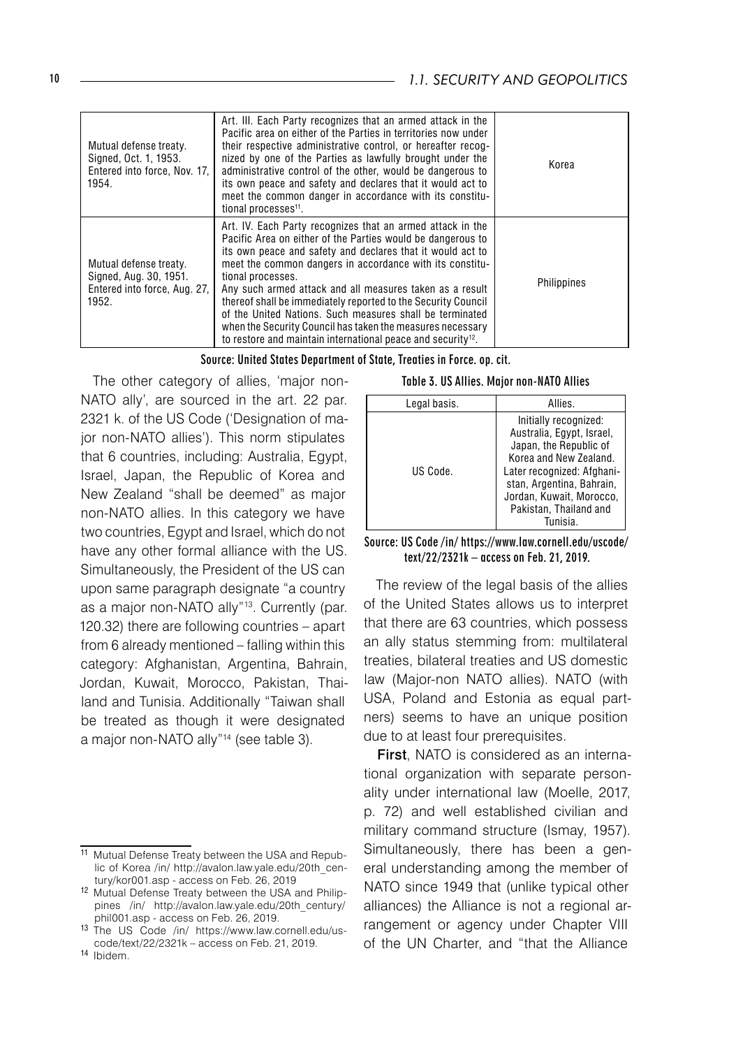| Mutual defense treaty. Signed, Oct. 1, 1953. Entered into force, Nov. 17, 1954. | Art. III. Each Party recognizes that an armed attack in the Pacific area on either of the Parties in territories now under their respective administrative control, or hereafter recognized by one of the Parties as lawfully brought under the administrative control of the other, would be dangerous to its own peace and safety and declares that it would act to meet the common danger in accordance with its constitutional processes[11]. | Korea |
|---|---|---|
| Mutual defense treaty. Signed, Aug. 30, 1951. Entered into force, Aug. 27, 1952. | Art. IV. Each Party recognizes that an armed attack in the Pacific Area on either of the Parties would be dangerous to its own peace and safety and declares that it would act to meet the common dangers in accordance with its constitutional processes. Any such armed attack and all measures taken as a result thereof shall be immediately reported to the Security Council of the United Nations. Such measures shall be terminated when the Security Council has taken the measures necessary to restore and maintain international peace and security[12]. | Philippines |

Source: United States Department of State, Treaties in Force. op. cit.

The other category of allies, 'major non-NATO ally', are sourced in the art. 22 par. 2321 k. of the US Code ('Designation of major non-NATO allies'). This norm stipulates that 6 countries, including: Australia, Egypt, Israel, Japan, the Republic of Korea and New Zealand "shall be deemed" as major non-NATO allies. In this category we have two countries, Egypt and Israel, which do not have any other formal alliance with the US. Simultaneously, the President of the US can upon same paragraph designate "a country as a major non-NATO ally"[13]. Currently (par. 120.32) there are following countries – apart from 6 already mentioned – falling within this category: Afghanistan, Argentina, Bahrain, Jordan, Kuwait, Morocco, Pakistan, Thailand and Tunisia. Additionally "Taiwan shall be treated as though it were designated a major non-NATO ally"[14] (see table 3).

Table 3. US Allies. Major non-NATO Allies

| Legal basis. | Allies. |
|---|---|
| US Code. | Initially recognized: Australia, Egypt, Israel, Japan, the Republic of Korea and New Zealand. Later recognized: Afghanistan, Argentina, Bahrain, Jordan, Kuwait, Morocco, Pakistan, Thailand and Tunisia. |

Source: US Code /in/ https://www.law.cornell.edu/uscode/text/22/2321k – access on Feb. 21, 2019.

The review of the legal basis of the allies of the United States allows us to interpret that there are 63 countries, which possess an ally status stemming from: multilateral treaties, bilateral treaties and US domestic law (Major-non NATO allies). NATO (with USA, Poland and Estonia as equal partners) seems to have an unique position due to at least four prerequisites.

**First**, NATO is considered as an international organization with separate personality under international law (Moelle, 2017, p. 72) and well established civilian and military command structure (Ismay, 1957). Simultaneously, there has been a general understanding among the member of NATO since 1949 that (unlike typical other alliances) the Alliance is not a regional arrangement or agency under Chapter VIII of the UN Charter, and "that the Alliance

---

[11] Mutual Defense Treaty between the USA and Republic of Korea /in/ http://avalon.law.yale.edu/20th_century/kor001.asp - access on Feb. 26, 2019

[12] Mutual Defense Treaty between the USA and Philippines /in/ http://avalon.law.yale.edu/20th_century/phil001.asp - access on Feb. 26, 2019.

[13] The US Code /in/ https://www.law.cornell.edu/uscode/text/22/2321k – access on Feb. 21, 2019.

[14] Ibidem.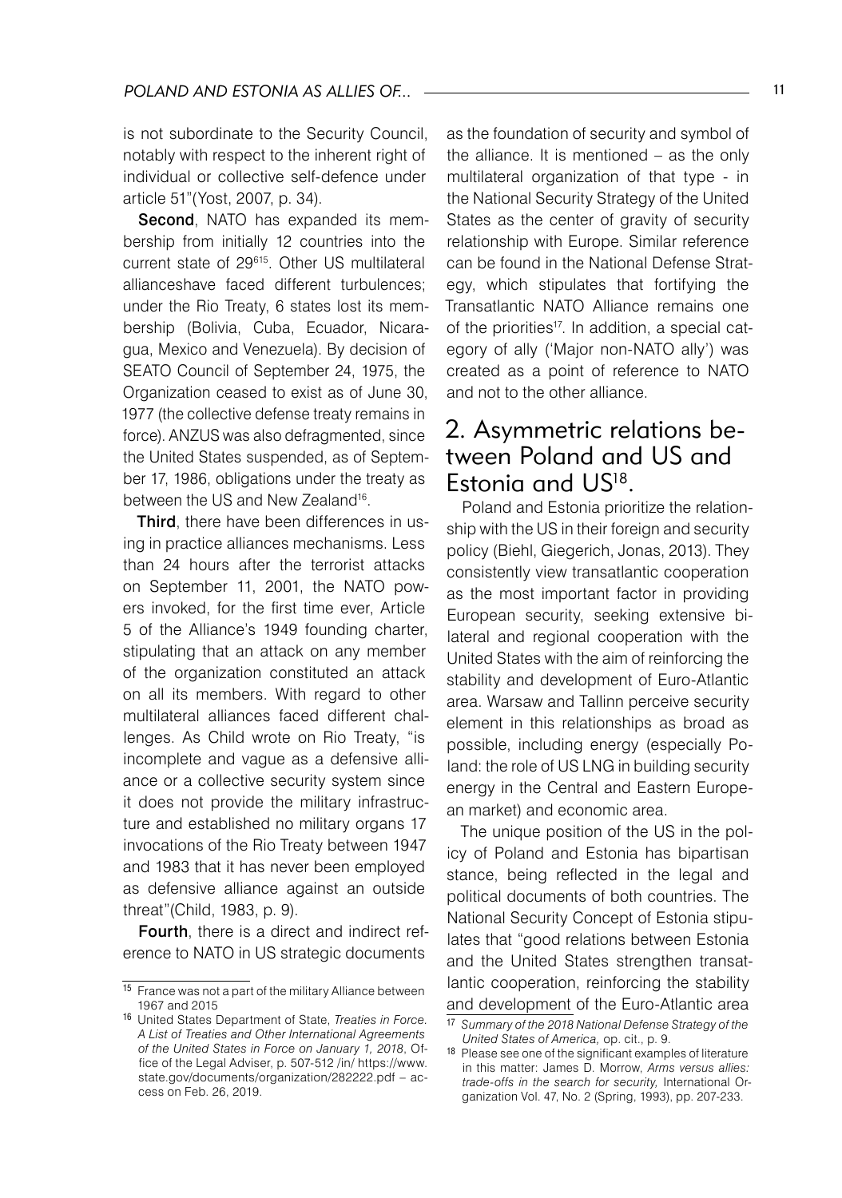is not subordinate to the Security Council, notably with respect to the inherent right of individual or collective self-defence under article 51"(Yost, 2007, p. 34).

**Second**, NATO has expanded its membership from initially 12 countries into the current state of 29[615]. Other US multilateral allianceshave faced different turbulences; under the Rio Treaty, 6 states lost its membership (Bolivia, Cuba, Ecuador, Nicaragua, Mexico and Venezuela). By decision of SEATO Council of September 24, 1975, the Organization ceased to exist as of June 30, 1977 (the collective defense treaty remains in force). ANZUS was also defragmented, since the United States suspended, as of September 17, 1986, obligations under the treaty as between the US and New Zealand[16].

**Third**, there have been differences in using in practice alliances mechanisms. Less than 24 hours after the terrorist attacks on September 11, 2001, the NATO powers invoked, for the first time ever, Article 5 of the Alliance's 1949 founding charter, stipulating that an attack on any member of the organization constituted an attack on all its members. With regard to other multilateral alliances faced different challenges. As Child wrote on Rio Treaty, "is incomplete and vague as a defensive alliance or a collective security system since it does not provide the military infrastructure and established no military organs 17 invocations of the Rio Treaty between 1947 and 1983 that it has never been employed as defensive alliance against an outside threat"(Child, 1983, p. 9).

**Fourth**, there is a direct and indirect reference to NATO in US strategic documents as the foundation of security and symbol of the alliance. It is mentioned – as the only multilateral organization of that type - in the National Security Strategy of the United States as the center of gravity of security relationship with Europe. Similar reference can be found in the National Defense Strategy, which stipulates that fortifying the Transatlantic NATO Alliance remains one of the priorities[17]. In addition, a special category of ally ('Major non-NATO ally') was created as a point of reference to NATO and not to the other alliance.

## 2. Asymmetric relations between Poland and US and Estonia and US[18].

Poland and Estonia prioritize the relationship with the US in their foreign and security policy (Biehl, Giegerich, Jonas, 2013). They consistently view transatlantic cooperation as the most important factor in providing European security, seeking extensive bilateral and regional cooperation with the United States with the aim of reinforcing the stability and development of Euro-Atlantic area. Warsaw and Tallinn perceive security element in this relationships as broad as possible, including energy (especially Poland: the role of US LNG in building security energy in the Central and Eastern European market) and economic area.

The unique position of the US in the policy of Poland and Estonia has bipartisan stance, being reflected in the legal and political documents of both countries. The National Security Concept of Estonia stipulates that "good relations between Estonia and the United States strengthen transatlantic cooperation, reinforcing the stability and development of the Euro-Atlantic area

---

[15] France was not a part of the military Alliance between 1967 and 2015

[16] United States Department of State, *Treaties in Force. A List of Treaties and Other International Agreements of the United States in Force on January 1, 2018*, Office of the Legal Adviser, p. 507-512 /in/ https://www.state.gov/documents/organization/282222.pdf – access on Feb. 26, 2019.

[17] *Summary of the 2018 National Defense Strategy of the United States of America,* op. cit., p. 9.

[18] Please see one of the significant examples of literature in this matter: James D. Morrow, *Arms versus allies: trade-offs in the search for security,* International Organization Vol. 47, No. 2 (Spring, 1993), pp. 207-233.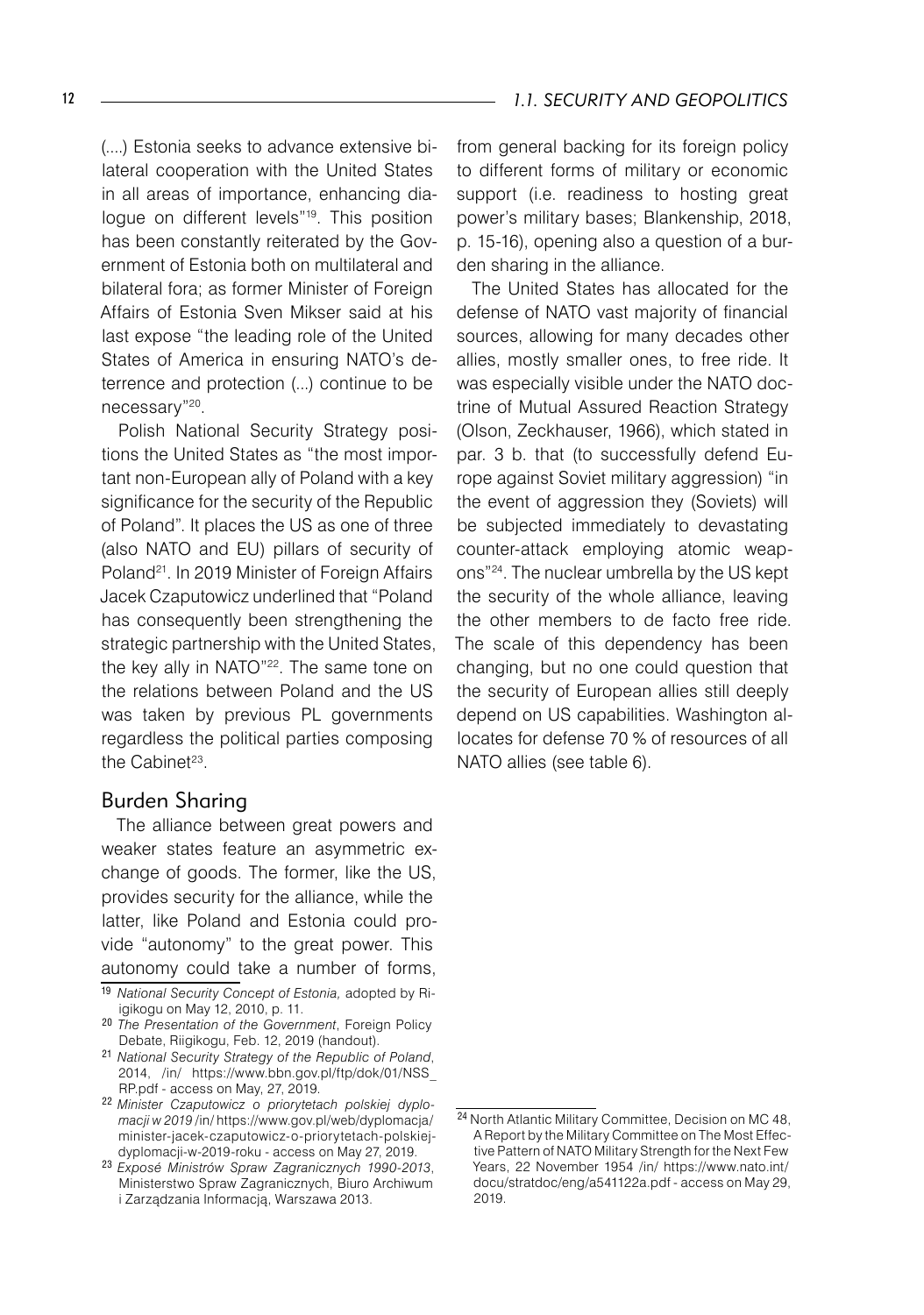(....) Estonia seeks to advance extensive bilateral cooperation with the United States in all areas of importance, enhancing dialogue on different levels"[19]. This position has been constantly reiterated by the Government of Estonia both on multilateral and bilateral fora; as former Minister of Foreign Affairs of Estonia Sven Mikser said at his last expose "the leading role of the United States of America in ensuring NATO's deterrence and protection (...) continue to be necessary"[20].

Polish National Security Strategy positions the United States as "the most important non-European ally of Poland with a key significance for the security of the Republic of Poland". It places the US as one of three (also NATO and EU) pillars of security of Poland[21]. In 2019 Minister of Foreign Affairs Jacek Czaputowicz underlined that "Poland has consequently been strengthening the strategic partnership with the United States, the key ally in NATO"[22]. The same tone on the relations between Poland and the US was taken by previous PL governments regardless the political parties composing the Cabinet[23].

## Burden Sharing

The alliance between great powers and weaker states feature an asymmetric exchange of goods. The former, like the US, provides security for the alliance, while the latter, like Poland and Estonia could provide "autonomy" to the great power. This autonomy could take a number of forms, from general backing for its foreign policy to different forms of military or economic support (i.e. readiness to hosting great power's military bases; Blankenship, 2018, p. 15-16), opening also a question of a burden sharing in the alliance.

The United States has allocated for the defense of NATO vast majority of financial sources, allowing for many decades other allies, mostly smaller ones, to free ride. It was especially visible under the NATO doctrine of Mutual Assured Reaction Strategy (Olson, Zeckhauser, 1966), which stated in par. 3 b. that (to successfully defend Europe against Soviet military aggression) "in the event of aggression they (Soviets) will be subjected immediately to devastating counter-attack employing atomic weapons"[24]. The nuclear umbrella by the US kept the security of the whole alliance, leaving the other members to de facto free ride. The scale of this dependency has been changing, but no one could question that the security of European allies still deeply depend on US capabilities. Washington allocates for defense 70 % of resources of all NATO allies (see table 6).

---

[19] *National Security Concept of Estonia,* adopted by Riigikogu on May 12, 2010, p. 11.

[20] *The Presentation of the Government*, Foreign Policy Debate, Riigikogu, Feb. 12, 2019 (handout).

[21] *National Security Strategy of the Republic of Poland*, 2014, /in/ https://www.bbn.gov.pl/ftp/dok/01/NSS_RP.pdf - access on May, 27, 2019.

[22] *Minister Czaputowicz o priorytetach polskiej dyplomacji w 2019* /in/ https://www.gov.pl/web/dyplomacja/minister-jacek-czaputowicz-o-priorytetach-polskiej-dyplomacji-w-2019-roku - access on May 27, 2019.

[23] *Exposé Ministrów Spraw Zagranicznych 1990-2013*, Ministerstwo Spraw Zagranicznych, Biuro Archiwum i Zarządzania Informacją, Warszawa 2013.

[24] North Atlantic Military Committee, Decision on MC 48, A Report by the Military Committee on The Most Effective Pattern of NATO Military Strength for the Next Few Years, 22 November 1954 /in/ https://www.nato.int/docu/stratdoc/eng/a541122a.pdf - access on May 29, 2019.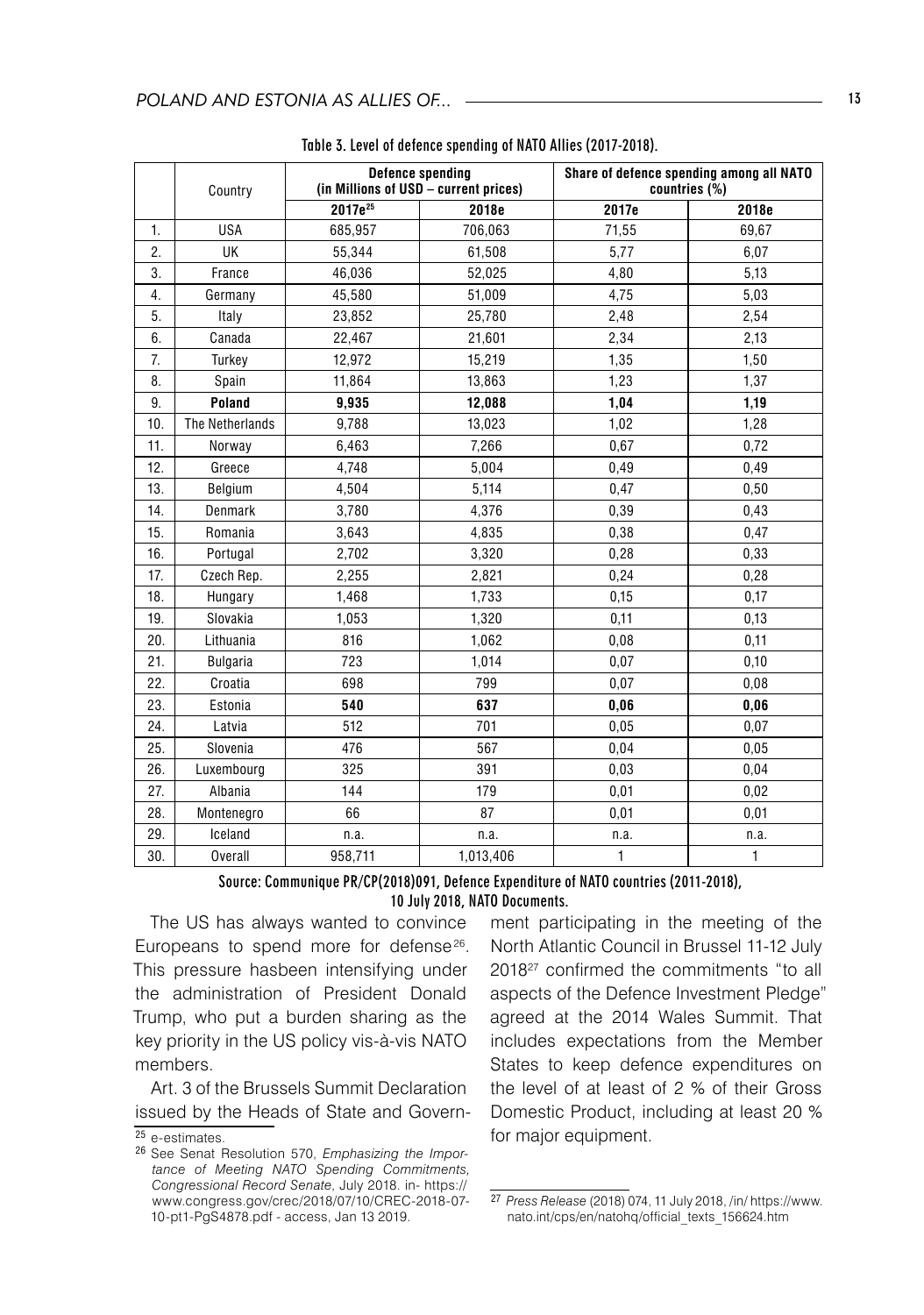Table 3. Level of defence spending of NATO Allies (2017-2018).

| | Country | Defence spending (in Millions of USD – current prices) | | Share of defence spending among all NATO countries (%) | |
|---|---|---|---|---|---|
| | | 2017e[25] | 2018e | 2017e | 2018e |
| 1. | USA | 685,957 | 706,063 | 71,55 | 69,67 |
| 2. | UK | 55,344 | 61,508 | 5,77 | 6,07 |
| 3. | France | 46,036 | 52,025 | 4,80 | 5,13 |
| 4. | Germany | 45,580 | 51,009 | 4,75 | 5,03 |
| 5. | Italy | 23,852 | 25,780 | 2,48 | 2,54 |
| 6. | Canada | 22,467 | 21,601 | 2,34 | 2,13 |
| 7. | Turkey | 12,972 | 15,219 | 1,35 | 1,50 |
| 8. | Spain | 11,864 | 13,863 | 1,23 | 1,37 |
| 9. | **Poland** | **9,935** | **12,088** | **1,04** | **1,19** |
| 10. | The Netherlands | 9,788 | 13,023 | 1,02 | 1,28 |
| 11. | Norway | 6,463 | 7,266 | 0,67 | 0,72 |
| 12. | Greece | 4,748 | 5,004 | 0,49 | 0,49 |
| 13. | Belgium | 4,504 | 5,114 | 0,47 | 0,50 |
| 14. | Denmark | 3,780 | 4,376 | 0,39 | 0,43 |
| 15. | Romania | 3,643 | 4,835 | 0,38 | 0,47 |
| 16. | Portugal | 2,702 | 3,320 | 0,28 | 0,33 |
| 17. | Czech Rep. | 2,255 | 2,821 | 0,24 | 0,28 |
| 18. | Hungary | 1,468 | 1,733 | 0,15 | 0,17 |
| 19. | Slovakia | 1,053 | 1,320 | 0,11 | 0,13 |
| 20. | Lithuania | 816 | 1,062 | 0,08 | 0,11 |
| 21. | Bulgaria | 723 | 1,014 | 0,07 | 0,10 |
| 22. | Croatia | 698 | 799 | 0,07 | 0,08 |
| 23. | Estonia | **540** | **637** | **0,06** | **0,06** |
| 24. | Latvia | 512 | 701 | 0,05 | 0,07 |
| 25. | Slovenia | 476 | 567 | 0,04 | 0,05 |
| 26. | Luxembourg | 325 | 391 | 0,03 | 0,04 |
| 27. | Albania | 144 | 179 | 0,01 | 0,02 |
| 28. | Montenegro | 66 | 87 | 0,01 | 0,01 |
| 29. | Iceland | n.a. | n.a. | n.a. | n.a. |
| 30. | Overall | 958,711 | 1,013,406 | 1 | 1 |

Source: Communique PR/CP(2018)091, Defence Expenditure of NATO countries (2011-2018), 10 July 2018, NATO Documents.

The US has always wanted to convince Europeans to spend more for defense[26]. This pressure hasbeen intensifying under the administration of President Donald Trump, who put a burden sharing as the key priority in the US policy vis-à-vis NATO members.

Art. 3 of the Brussels Summit Declaration issued by the Heads of State and Government participating in the meeting of the North Atlantic Council in Brussel 11-12 July 2018[27] confirmed the commitments "to all aspects of the Defence Investment Pledge" agreed at the 2014 Wales Summit. That includes expectations from the Member States to keep defence expenditures on the level of at least of 2 % of their Gross Domestic Product, including at least 20 % for major equipment.

[25] e-estimates.

[26] See Senat Resolution 570, *Emphasizing the Importance of Meeting NATO Spending Commitments, Congressional Record Senate*, July 2018. in- https://www.congress.gov/crec/2018/07/10/CREC-2018-07-10-pt1-PgS4878.pdf - access, Jan 13 2019.

[27] *Press Release* (2018) 074, 11 July 2018, /in/ https://www.nato.int/cps/en/natohq/official_texts_156624.htm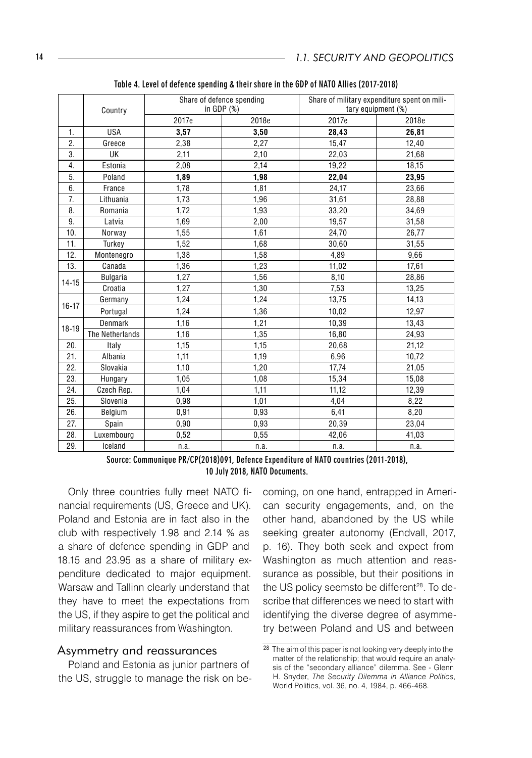Table 4. Level of defence spending & their share in the GDP of NATO Allies (2017-2018)

| | Country | Share of defence spending in GDP (%) | | Share of military expenditure spent on military equipment (%) | |
|---|---|---|---|---|---|
| | | 2017e | 2018e | 2017e | 2018e |
| 1. | USA | **3,57** | **3,50** | **28,43** | **26,81** |
| 2. | Greece | 2,38 | 2,27 | 15,47 | 12,40 |
| 3. | UK | 2,11 | 2,10 | 22,03 | 21,68 |
| 4. | Estonia | 2,08 | 2,14 | 19,22 | 18,15 |
| 5. | Poland | **1,89** | **1,98** | **22,04** | **23,95** |
| 6. | France | 1,78 | 1,81 | 24,17 | 23,66 |
| 7. | Lithuania | 1,73 | 1,96 | 31,61 | 28,88 |
| 8. | Romania | 1,72 | 1,93 | 33,20 | 34,69 |
| 9. | Latvia | 1,69 | 2,00 | 19,57 | 31,58 |
| 10. | Norway | 1,55 | 1,61 | 24,70 | 26,77 |
| 11. | Turkey | 1,52 | 1,68 | 30,60 | 31,55 |
| 12. | Montenegro | 1,38 | 1,58 | 4,89 | 9,66 |
| 13. | Canada | 1,36 | 1,23 | 11,02 | 17,61 |
| 14-15 | Bulgaria | 1,27 | 1,56 | 8,10 | 28,86 |
| | Croatia | 1,27 | 1,30 | 7,53 | 13,25 |
| 16-17 | Germany | 1,24 | 1,24 | 13,75 | 14,13 |
| | Portugal | 1,24 | 1,36 | 10,02 | 12,97 |
| 18-19 | Denmark | 1,16 | 1,21 | 10,39 | 13,43 |
| | The Netherlands | 1,16 | 1,35 | 16,80 | 24,93 |
| 20. | Italy | 1,15 | 1,15 | 20,68 | 21,12 |
| 21. | Albania | 1,11 | 1,19 | 6,96 | 10,72 |
| 22. | Slovakia | 1,10 | 1,20 | 17,74 | 21,05 |
| 23. | Hungary | 1,05 | 1,08 | 15,34 | 15,08 |
| 24. | Czech Rep. | 1,04 | 1,11 | 11,12 | 12,39 |
| 25. | Slovenia | 0,98 | 1,01 | 4,04 | 8,22 |
| 26. | Belgium | 0,91 | 0,93 | 6,41 | 8,20 |
| 27. | Spain | 0,90 | 0,93 | 20,39 | 23,04 |
| 28. | Luxembourg | 0,52 | 0,55 | 42,06 | 41,03 |
| 29. | Iceland | n.a. | n.a. | n.a. | n.a. |

Source: Communique PR/CP(2018)091, Defence Expenditure of NATO countries (2011-2018), 10 July 2018, NATO Documents.

Only three countries fully meet NATO financial requirements (US, Greece and UK). Poland and Estonia are in fact also in the club with respectively 1.98 and 2.14 % as a share of defence spending in GDP and 18.15 and 23.95 as a share of military expenditure dedicated to major equipment. Warsaw and Tallinn clearly understand that they have to meet the expectations from the US, if they aspire to get the political and military reassurances from Washington.

## Asymmetry and reassurances

Poland and Estonia as junior partners of the US, struggle to manage the risk on becoming, on one hand, entrapped in American security engagements, and, on the other hand, abandoned by the US while seeking greater autonomy (Endvall, 2017, p. 16). They both seek and expect from Washington as much attention and reassurance as possible, but their positions in the US policy seemsto be different[28]. To describe that differences we need to start with identifying the diverse degree of asymmetry between Poland and US and between

[28] The aim of this paper is not looking very deeply into the matter of the relationship; that would require an analysis of the "secondary alliance" dilemma. See - Glenn H. Snyder, *The Security Dilemma in Alliance Politics*, World Politics, vol. 36, no. 4, 1984, p. 466-468.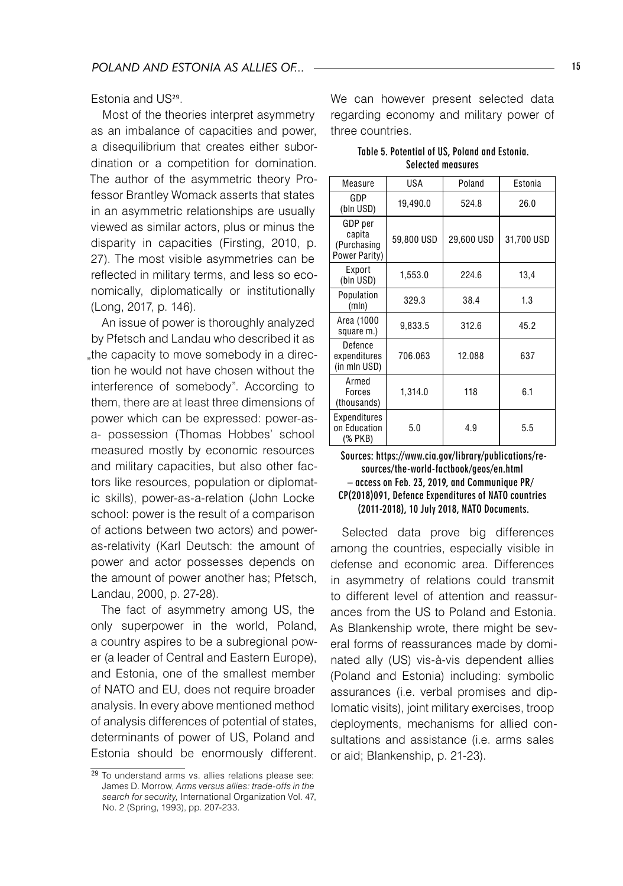Estonia and US[29].

Most of the theories interpret asymmetry as an imbalance of capacities and power, a disequilibrium that creates either subordination or a competition for domination. The author of the asymmetric theory Professor Brantley Womack asserts that states in an asymmetric relationships are usually viewed as similar actors, plus or minus the disparity in capacities (Firsting, 2010, p. 27). The most visible asymmetries can be reflected in military terms, and less so economically, diplomatically or institutionally (Long, 2017, p. 146).

An issue of power is thoroughly analyzed by Pfetsch and Landau who described it as „the capacity to move somebody in a direction he would not have chosen without the interference of somebody". According to them, there are at least three dimensions of power which can be expressed: power-as-a- possession (Thomas Hobbes' school measured mostly by economic resources and military capacities, but also other factors like resources, population or diplomatic skills), power-as-a-relation (John Locke school: power is the result of a comparison of actions between two actors) and power-as-relativity (Karl Deutsch: the amount of power and actor possesses depends on the amount of power another has; Pfetsch, Landau, 2000, p. 27-28).

The fact of asymmetry among US, the only superpower in the world, Poland, a country aspires to be a subregional power (a leader of Central and Eastern Europe), and Estonia, one of the smallest member of NATO and EU, does not require broader analysis. In every above mentioned method of analysis differences of potential of states, determinants of power of US, Poland and Estonia should be enormously different. We can however present selected data regarding economy and military power of three countries.

**Table 5. Potential of US, Poland and Estonia. Selected measures**

| Measure | USA | Poland | Estonia |
|---|---|---|---|
| GDP (bln USD) | 19,490.0 | 524.8 | 26.0 |
| GDP per capita (Purchasing Power Parity) | 59,800 USD | 29,600 USD | 31,700 USD |
| Export (bln USD) | 1,553.0 | 224.6 | 13,4 |
| Population (mln) | 329.3 | 38.4 | 1.3 |
| Area (1000 square m.) | 9,833.5 | 312.6 | 45.2 |
| Defence expenditures (in mln USD) | 706.063 | 12.088 | 637 |
| Armed Forces (thousands) | 1,314.0 | 118 | 6.1 |
| Expenditures on Education (% PKB) | 5.0 | 4.9 | 5.5 |

Sources: https://www.cia.gov/library/publications/resources/the-world-factbook/geos/en.html – access on Feb. 23, 2019, and Communique PR/CP(2018)091, Defence Expenditures of NATO countries (2011-2018), 10 July 2018, NATO Documents.

Selected data prove big differences among the countries, especially visible in defense and economic area. Differences in asymmetry of relations could transmit to different level of attention and reassurances from the US to Poland and Estonia. As Blankenship wrote, there might be several forms of reassurances made by dominated ally (US) vis-à-vis dependent allies (Poland and Estonia) including: symbolic assurances (i.e. verbal promises and diplomatic visits), joint military exercises, troop deployments, mechanisms for allied consultations and assistance (i.e. arms sales or aid; Blankenship, p. 21-23).

[29] To understand arms vs. allies relations please see: James D. Morrow, *Arms versus allies: trade-offs in the search for security,* International Organization Vol. 47, No. 2 (Spring, 1993), pp. 207-233.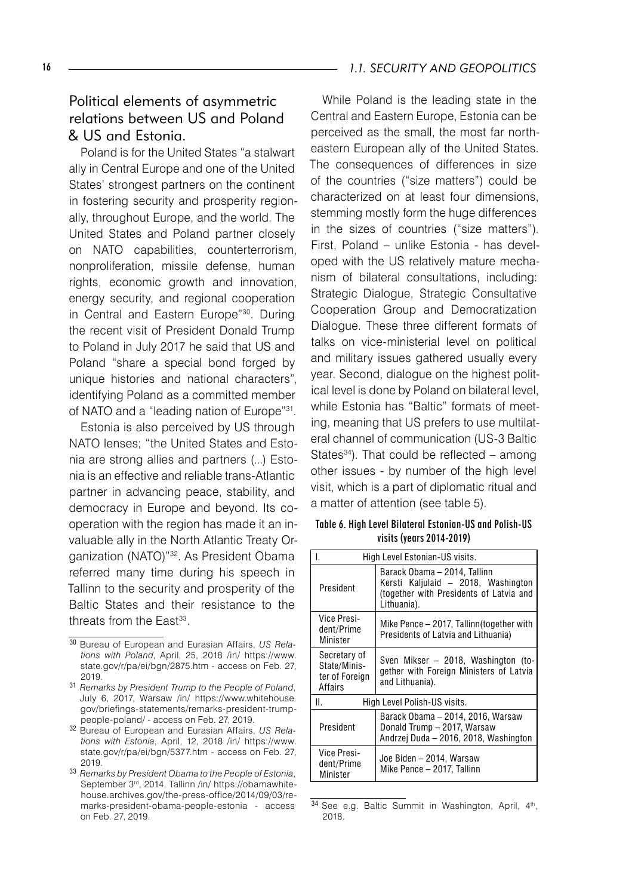## Political elements of asymmetric relations between US and Poland & US and Estonia.

Poland is for the United States "a stalwart ally in Central Europe and one of the United States' strongest partners on the continent in fostering security and prosperity regionally, throughout Europe, and the world. The United States and Poland partner closely on NATO capabilities, counterterrorism, nonproliferation, missile defense, human rights, economic growth and innovation, energy security, and regional cooperation in Central and Eastern Europe"[30]. During the recent visit of President Donald Trump to Poland in July 2017 he said that US and Poland "share a special bond forged by unique histories and national characters", identifying Poland as a committed member of NATO and a "leading nation of Europe"[31].

Estonia is also perceived by US through NATO lenses; "the United States and Estonia are strong allies and partners (...) Estonia is an effective and reliable trans-Atlantic partner in advancing peace, stability, and democracy in Europe and beyond. Its cooperation with the region has made it an invaluable ally in the North Atlantic Treaty Organization (NATO)"[32]. As President Obama referred many time during his speech in Tallinn to the security and prosperity of the Baltic States and their resistance to the threats from the East[33].

While Poland is the leading state in the Central and Eastern Europe, Estonia can be perceived as the small, the most far north-eastern European ally of the United States. The consequences of differences in size of the countries ("size matters") could be characterized on at least four dimensions, stemming mostly form the huge differences in the sizes of countries ("size matters"). First, Poland – unlike Estonia - has developed with the US relatively mature mechanism of bilateral consultations, including: Strategic Dialogue, Strategic Consultative Cooperation Group and Democratization Dialogue. These three different formats of talks on vice-ministerial level on political and military issues gathered usually every year. Second, dialogue on the highest political level is done by Poland on bilateral level, while Estonia has "Baltic" formats of meeting, meaning that US prefers to use multilateral channel of communication (US-3 Baltic States[34]). That could be reflected – among other issues - by number of the high level visit, which is a part of diplomatic ritual and a matter of attention (see table 5).

**Table 6. High Level Bilateral Estonian-US and Polish-US visits (years 2014-2019)**

| I. | High Level Estonian-US visits. |
|---|---|
| President | Barack Obama – 2014, Tallinn<br>Kersti Kaljulaid – 2018, Washington (together with Presidents of Latvia and Lithuania). |
| Vice President/Prime Minister | Mike Pence – 2017, Tallinn(together with Presidents of Latvia and Lithuania) |
| Secretary of State/Minister of Foreign Affairs | Sven Mikser – 2018, Washington (together with Foreign Ministers of Latvia and Lithuania). |
| II. | High Level Polish-US visits. |
| President | Barack Obama – 2014, 2016, Warsaw<br>Donald Trump – 2017, Warsaw<br>Andrzej Duda – 2016, 2018, Washington |
| Vice President/Prime Minister | Joe Biden – 2014, Warsaw<br>Mike Pence – 2017, Tallinn |

---

[30] Bureau of European and Eurasian Affairs, *US Relations with Poland*, April, 25, 2018 /in/ https://www.state.gov/r/pa/ei/bgn/2875.htm - access on Feb. 27, 2019.

[31] *Remarks by President Trump to the People of Poland*, July 6, 2017, Warsaw /in/ https://www.whitehouse.gov/briefings-statements/remarks-president-trump-people-poland/ - access on Feb. 27, 2019.

[32] Bureau of European and Eurasian Affairs, *US Relations with Estonia*, April, 12, 2018 /in/ https://www.state.gov/r/pa/ei/bgn/5377.htm - access on Feb. 27, 2019.

[33] *Remarks by President Obama to the People of Estonia*, September 3rd, 2014, Tallinn /in/ https://obamawhitehouse.archives.gov/the-press-office/2014/09/03/remarks-president-obama-people-estonia - access on Feb. 27, 2019.

[34] See e.g. Baltic Summit in Washington, April, 4th, 2018.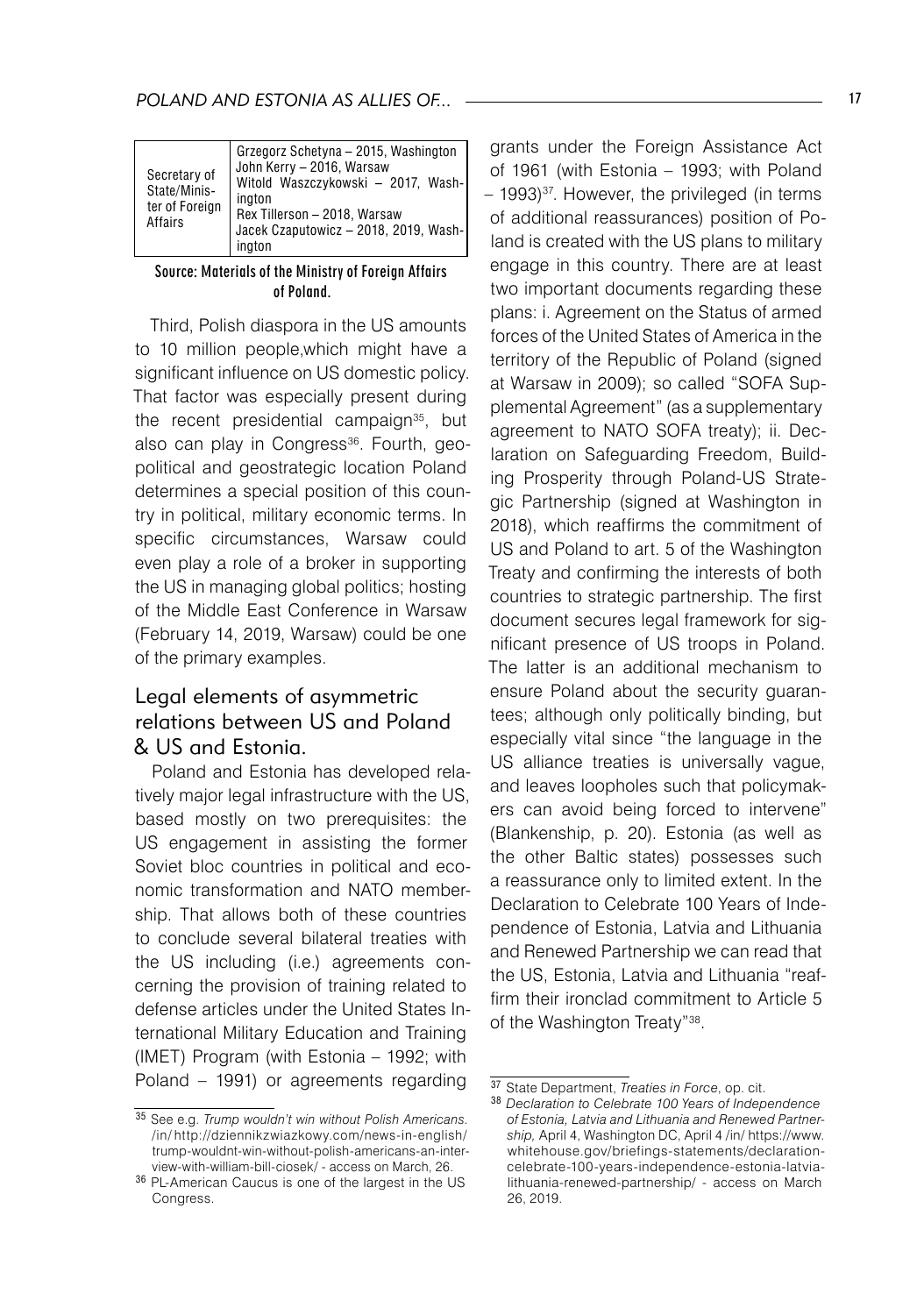| Secretary of State/Minister of Foreign Affairs | Grzegorz Schetyna – 2015, Washington<br>John Kerry – 2016, Warsaw<br>Witold Waszczykowski – 2017, Washington<br>Rex Tillerson – 2018, Warsaw<br>Jacek Czaputowicz – 2018, 2019, Washington |
|---|---|

**Source: Materials of the Ministry of Foreign Affairs of Poland.**

Third, Polish diaspora in the US amounts to 10 million people,which might have a significant influence on US domestic policy. That factor was especially present during the recent presidential campaign[35], but also can play in Congress[36]. Fourth, geopolitical and geostrategic location Poland determines a special position of this country in political, military economic terms. In specific circumstances, Warsaw could even play a role of a broker in supporting the US in managing global politics; hosting of the Middle East Conference in Warsaw (February 14, 2019, Warsaw) could be one of the primary examples.

## Legal elements of asymmetric relations between US and Poland & US and Estonia.

Poland and Estonia has developed relatively major legal infrastructure with the US, based mostly on two prerequisites: the US engagement in assisting the former Soviet bloc countries in political and economic transformation and NATO membership. That allows both of these countries to conclude several bilateral treaties with the US including (i.e.) agreements concerning the provision of training related to defense articles under the United States International Military Education and Training (IMET) Program (with Estonia – 1992; with Poland – 1991) or agreements regarding grants under the Foreign Assistance Act of 1961 (with Estonia – 1993; with Poland – 1993)[37]. However, the privileged (in terms of additional reassurances) position of Poland is created with the US plans to military engage in this country. There are at least two important documents regarding these plans: i. Agreement on the Status of armed forces of the United States of America in the territory of the Republic of Poland (signed at Warsaw in 2009); so called "SOFA Supplemental Agreement" (as a supplementary agreement to NATO SOFA treaty); ii. Declaration on Safeguarding Freedom, Building Prosperity through Poland-US Strategic Partnership (signed at Washington in 2018), which reaffirms the commitment of US and Poland to art. 5 of the Washington Treaty and confirming the interests of both countries to strategic partnership. The first document secures legal framework for significant presence of US troops in Poland. The latter is an additional mechanism to ensure Poland about the security guarantees; although only politically binding, but especially vital since "the language in the US alliance treaties is universally vague, and leaves loopholes such that policymakers can avoid being forced to intervene" (Blankenship, p. 20). Estonia (as well as the other Baltic states) possesses such a reassurance only to limited extent. In the Declaration to Celebrate 100 Years of Independence of Estonia, Latvia and Lithuania and Renewed Partnership we can read that the US, Estonia, Latvia and Lithuania "reaffirm their ironclad commitment to Article 5 of the Washington Treaty"[38].

---

[35] See e.g. *Trump wouldn't win without Polish Americans*. /in/ http://dziennikzwiazkowy.com/news-in-english/trump-wouldnt-win-without-polish-americans-an-interview-with-william-bill-ciosek/ - access on March, 26.

[36] PL-American Caucus is one of the largest in the US Congress.

[37] State Department, *Treaties in Force*, op. cit.

[38] *Declaration to Celebrate 100 Years of Independence of Estonia, Latvia and Lithuania and Renewed Partnership,* April 4, Washington DC, April 4 /in/ https://www.whitehouse.gov/briefings-statements/declaration-celebrate-100-years-independence-estonia-latvia-lithuania-renewed-partnership/ - access on March 26, 2019.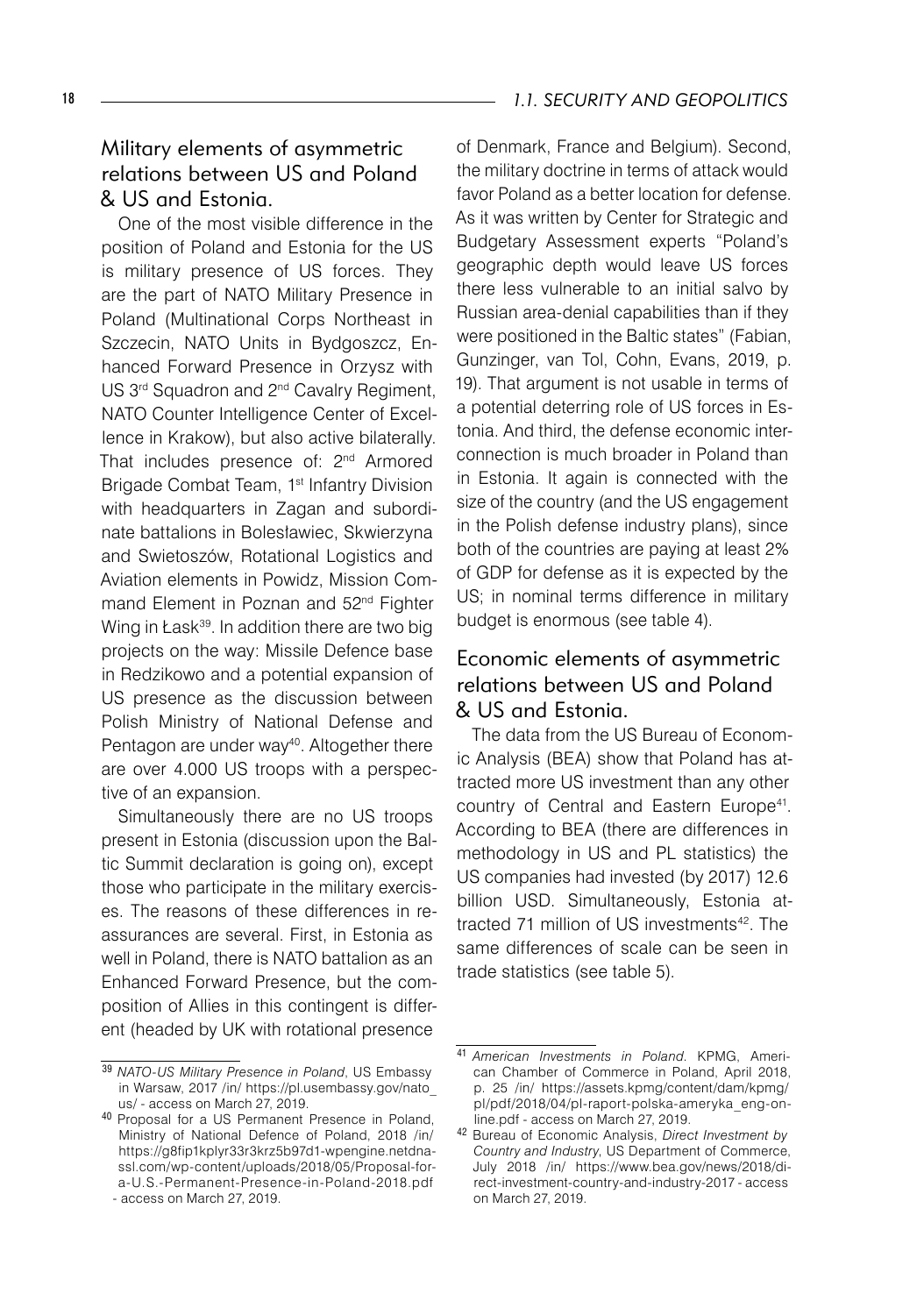## Military elements of asymmetric relations between US and Poland & US and Estonia.

One of the most visible difference in the position of Poland and Estonia for the US is military presence of US forces. They are the part of NATO Military Presence in Poland (Multinational Corps Northeast in Szczecin, NATO Units in Bydgoszcz, Enhanced Forward Presence in Orzysz with US 3rd Squadron and 2nd Cavalry Regiment, NATO Counter Intelligence Center of Excellence in Krakow), but also active bilaterally. That includes presence of: 2nd Armored Brigade Combat Team, 1st Infantry Division with headquarters in Zagan and subordinate battalions in Bolesławiec, Skwierzyna and Swietoszów, Rotational Logistics and Aviation elements in Powidz, Mission Command Element in Poznan and 52nd Fighter Wing in Łask[39]. In addition there are two big projects on the way: Missile Defence base in Redzikowo and a potential expansion of US presence as the discussion between Polish Ministry of National Defense and Pentagon are under way[40]. Altogether there are over 4.000 US troops with a perspective of an expansion.

Simultaneously there are no US troops present in Estonia (discussion upon the Baltic Summit declaration is going on), except those who participate in the military exercises. The reasons of these differences in reassurances are several. First, in Estonia as well in Poland, there is NATO battalion as an Enhanced Forward Presence, but the composition of Allies in this contingent is different (headed by UK with rotational presence of Denmark, France and Belgium). Second, the military doctrine in terms of attack would favor Poland as a better location for defense. As it was written by Center for Strategic and Budgetary Assessment experts "Poland's geographic depth would leave US forces there less vulnerable to an initial salvo by Russian area-denial capabilities than if they were positioned in the Baltic states" (Fabian, Gunzinger, van Tol, Cohn, Evans, 2019, p. 19). That argument is not usable in terms of a potential deterring role of US forces in Estonia. And third, the defense economic interconnection is much broader in Poland than in Estonia. It again is connected with the size of the country (and the US engagement in the Polish defense industry plans), since both of the countries are paying at least 2% of GDP for defense as it is expected by the US; in nominal terms difference in military budget is enormous (see table 4).

## Economic elements of asymmetric relations between US and Poland & US and Estonia.

The data from the US Bureau of Economic Analysis (BEA) show that Poland has attracted more US investment than any other country of Central and Eastern Europe[41]. According to BEA (there are differences in methodology in US and PL statistics) the US companies had invested (by 2017) 12.6 billion USD. Simultaneously, Estonia attracted 71 million of US investments[42]. The same differences of scale can be seen in trade statistics (see table 5).

---

[39] *NATO-US Military Presence in Poland*, US Embassy in Warsaw, 2017 /in/ https://pl.usembassy.gov/nato_us/ - access on March 27, 2019.

[40] Proposal for a US Permanent Presence in Poland, Ministry of National Defence of Poland, 2018 /in/ https://g8fip1kplyr33r3krz5b97d1-wpengine.netdna-ssl.com/wp-content/uploads/2018/05/Proposal-for-a-U.S.-Permanent-Presence-in-Poland-2018.pdf - access on March 27, 2019.

[41] *American Investments in Poland*. KPMG, American Chamber of Commerce in Poland, April 2018, p. 25 /in/ https://assets.kpmg/content/dam/kpmg/pl/pdf/2018/04/pl-raport-polska-ameryka_eng-online.pdf - access on March 27, 2019.

[42] Bureau of Economic Analysis, *Direct Investment by Country and Industry*, US Department of Commerce, July 2018 /in/ https://www.bea.gov/news/2018/direct-investment-country-and-industry-2017 - access on March 27, 2019.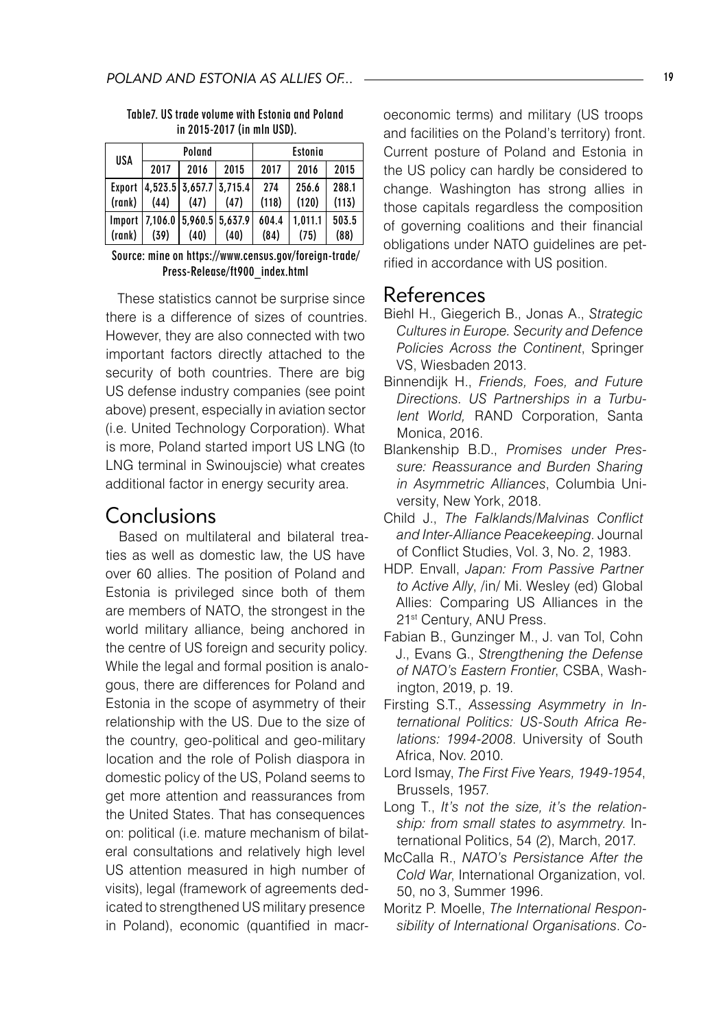Table7. US trade volume with Estonia and Poland in 2015-2017 (in mln USD).

| USA | Poland | | | Estonia | | |
|---|---|---|---|---|---|---|
| | 2017 | 2016 | 2015 | 2017 | 2016 | 2015 |
| Export (rank) | 4,523.5 (44) | 3,657.7 (47) | 3,715.4 (47) | 274 (118) | 256.6 (120) | 288.1 (113) |
| Import (rank) | 7,106.0 (39) | 5,960.5 (40) | 5,637.9 (40) | 604.4 (84) | 1,011.1 (75) | 503.5 (88) |

Source: mine on https://www.census.gov/foreign-trade/Press-Release/ft900_index.html

These statistics cannot be surprise since there is a difference of sizes of countries. However, they are also connected with two important factors directly attached to the security of both countries. There are big US defense industry companies (see point above) present, especially in aviation sector (i.e. United Technology Corporation). What is more, Poland started import US LNG (to LNG terminal in Swinoujscie) what creates additional factor in energy security area.

## Conclusions

Based on multilateral and bilateral treaties as well as domestic law, the US have over 60 allies. The position of Poland and Estonia is privileged since both of them are members of NATO, the strongest in the world military alliance, being anchored in the centre of US foreign and security policy. While the legal and formal position is analogous, there are differences for Poland and Estonia in the scope of asymmetry of their relationship with the US. Due to the size of the country, geo-political and geo-military location and the role of Polish diaspora in domestic policy of the US, Poland seems to get more attention and reassurances from the United States. That has consequences on: political (i.e. mature mechanism of bilateral consultations and relatively high level US attention measured in high number of visits), legal (framework of agreements dedicated to strengthened US military presence in Poland), economic (quantified in macroeconomic terms) and military (US troops and facilities on the Poland's territory) front. Current posture of Poland and Estonia in the US policy can hardly be considered to change. Washington has strong allies in those capitals regardless the composition of governing coalitions and their financial obligations under NATO guidelines are petrified in accordance with US position.

## References

- Biehl H., Giegerich B., Jonas A., *Strategic Cultures in Europe. Security and Defence Policies Across the Continent*, Springer VS, Wiesbaden 2013.
- Binnendijk H., *Friends, Foes, and Future Directions. US Partnerships in a Turbulent World,* RAND Corporation, Santa Monica, 2016.
- Blankenship B.D., *Promises under Pressure: Reassurance and Burden Sharing in Asymmetric Alliances*, Columbia University, New York, 2018.
- Child J., *The Falklands/Malvinas Conflict and Inter-Alliance Peacekeeping*. Journal of Conflict Studies, Vol. 3, No. 2, 1983.
- HDP. Envall, *Japan: From Passive Partner to Active Ally*, /in/ Mi. Wesley (ed) Global Allies: Comparing US Alliances in the 21st Century, ANU Press.
- Fabian B., Gunzinger M., J. van Tol, Cohn J., Evans G., *Strengthening the Defense of NATO's Eastern Frontier*, CSBA, Washington, 2019, p. 19.
- Firsting S.T., *Assessing Asymmetry in International Politics: US-South Africa Relations: 1994-2008*. University of South Africa, Nov. 2010.
- Lord Ismay, *The First Five Years, 1949-1954*, Brussels, 1957.
- Long T., *It's not the size, it's the relationship: from small states to asymmetry*. International Politics, 54 (2), March, 2017.
- McCalla R., *NATO's Persistance After the Cold War*, International Organization, vol. 50, no 3, Summer 1996.
- Moritz P. Moelle, *The International Responsibility of International Organisations. Co-*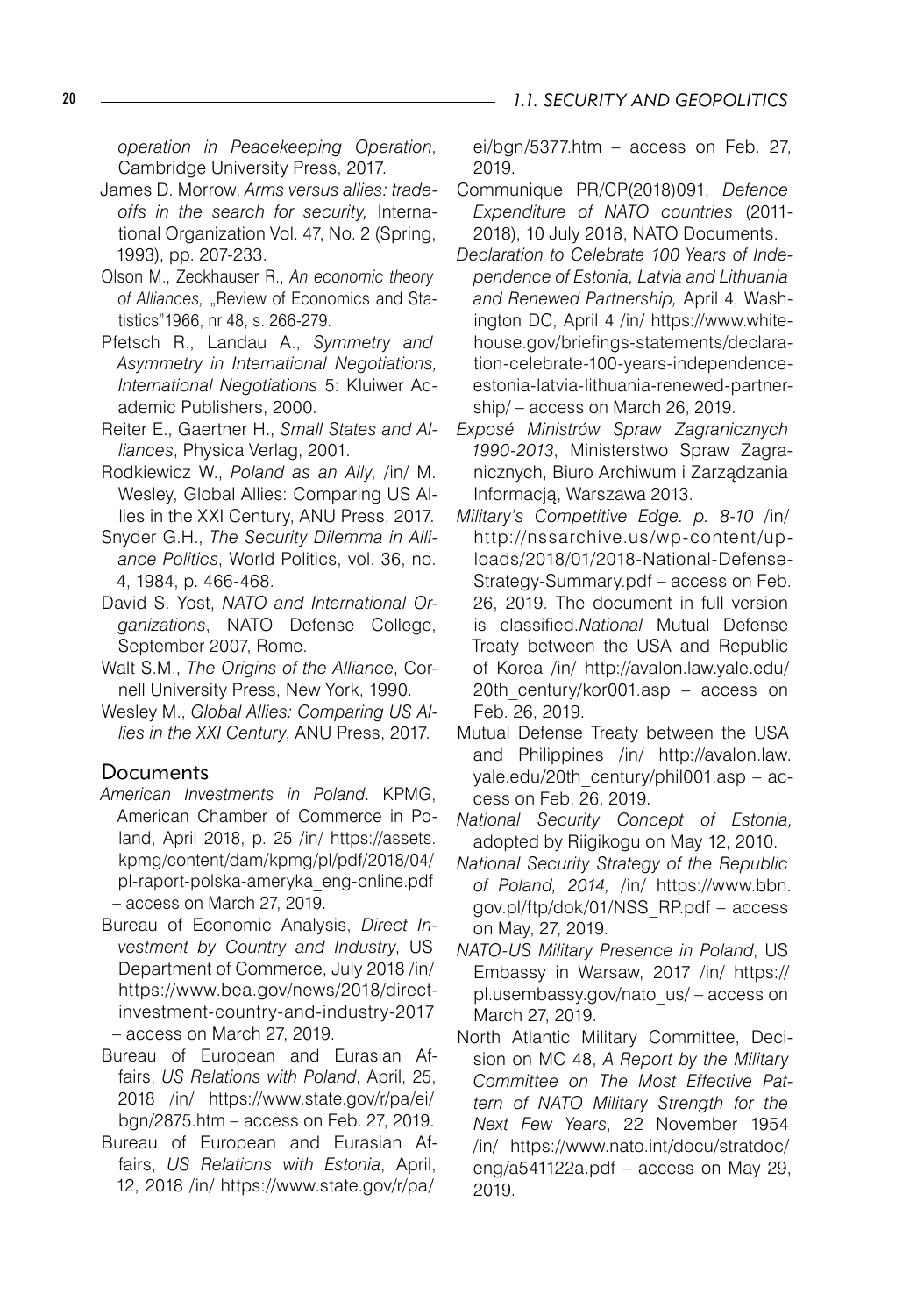*operation in Peacekeeping Operation*, Cambridge University Press, 2017.

James D. Morrow, *Arms versus allies: trade-offs in the search for security,* International Organization Vol. 47, No. 2 (Spring, 1993), pp. 207-233.

Olson M., Zeckhauser R., *An economic theory of Alliances,* „Review of Economics and Statistics"1966, nr 48, s. 266-279.

Pfetsch R., Landau A., *Symmetry and Asymmetry in International Negotiations, International Negotiations* 5: Kluiwer Academic Publishers, 2000.

Reiter E., Gaertner H., *Small States and Alliances*, Physica Verlag, 2001.

Rodkiewicz W., *Poland as an Ally*, /in/ M. Wesley, Global Allies: Comparing US Allies in the XXI Century, ANU Press, 2017.

Snyder G.H., *The Security Dilemma in Alliance Politics*, World Politics, vol. 36, no. 4, 1984, p. 466-468.

David S. Yost, *NATO and International Organizations*, NATO Defense College, September 2007, Rome.

Walt S.M., *The Origins of the Alliance*, Cornell University Press, New York, 1990.

Wesley M., *Global Allies: Comparing US Allies in the XXI Century*, ANU Press, 2017.

## Documents

*American Investments in Poland*. KPMG, American Chamber of Commerce in Poland, April 2018, p. 25 /in/ https://assets.kpmg/content/dam/kpmg/pl/pdf/2018/04/pl-raport-polska-ameryka_eng-online.pdf – access on March 27, 2019.

Bureau of Economic Analysis, *Direct Investment by Country and Industry*, US Department of Commerce, July 2018 /in/ https://www.bea.gov/news/2018/direct-investment-country-and-industry-2017 – access on March 27, 2019.

Bureau of European and Eurasian Affairs, *US Relations with Poland*, April, 25, 2018 /in/ https://www.state.gov/r/pa/ei/bgn/2875.htm – access on Feb. 27, 2019.

Bureau of European and Eurasian Affairs, *US Relations with Estonia*, April, 12, 2018 /in/ https://www.state.gov/r/pa/ei/bgn/5377.htm – access on Feb. 27, 2019.

Communique PR/CP(2018)091, *Defence Expenditure of NATO countries* (2011-2018), 10 July 2018, NATO Documents.

*Declaration to Celebrate 100 Years of Independence of Estonia, Latvia and Lithuania and Renewed Partnership,* April 4, Washington DC, April 4 /in/ https://www.whitehouse.gov/briefings-statements/declaration-celebrate-100-years-independence-estonia-latvia-lithuania-renewed-partnership/ – access on March 26, 2019.

*Exposé Ministrów Spraw Zagranicznych 1990-2013*, Ministerstwo Spraw Zagranicznych, Biuro Archiwum i Zarządzania Informacją, Warszawa 2013.

*Military's Competitive Edge. p. 8-10* /in/ http://nssarchive.us/wp-content/uploads/2018/01/2018-National-Defense-Strategy-Summary.pdf – access on Feb. 26, 2019. The document in full version is classified.*National* Mutual Defense Treaty between the USA and Republic of Korea /in/ http://avalon.law.yale.edu/20th_century/kor001.asp – access on Feb. 26, 2019.

Mutual Defense Treaty between the USA and Philippines /in/ http://avalon.law.yale.edu/20th_century/phil001.asp – access on Feb. 26, 2019.

*National Security Concept of Estonia,* adopted by Riigikogu on May 12, 2010.

*National Security Strategy of the Republic of Poland, 2014,* /in/ https://www.bbn.gov.pl/ftp/dok/01/NSS_RP.pdf – access on May, 27, 2019.

*NATO-US Military Presence in Poland*, US Embassy in Warsaw, 2017 /in/ https://pl.usembassy.gov/nato_us/ – access on March 27, 2019.

North Atlantic Military Committee, Decision on MC 48, *A Report by the Military Committee on The Most Effective Pattern of NATO Military Strength for the Next Few Years*, 22 November 1954 /in/ https://www.nato.int/docu/stratdoc/eng/a541122a.pdf – access on May 29, 2019.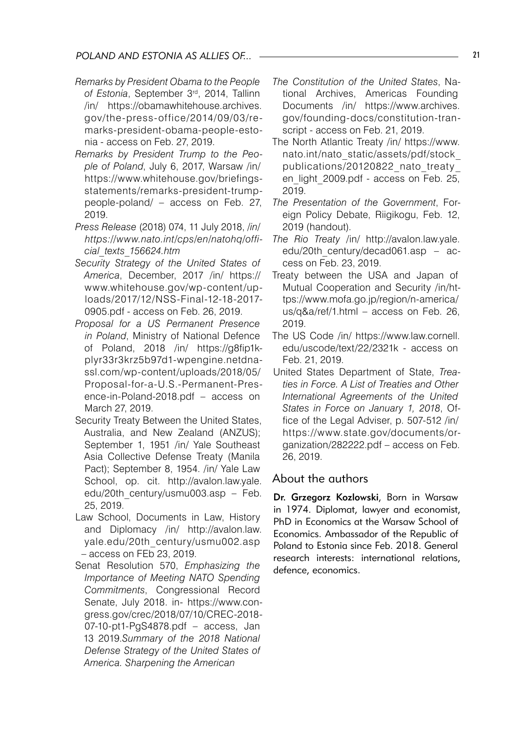*Remarks by President Obama to the People of Estonia*, September 3rd, 2014, Tallinn /in/ https://obamawhitehouse.archives.gov/the-press-office/2014/09/03/remarks-president-obama-people-estonia - access on Feb. 27, 2019.

*Remarks by President Trump to the People of Poland*, July 6, 2017, Warsaw /in/ https://www.whitehouse.gov/briefings-statements/remarks-president-trump-people-poland/ – access on Feb. 27, 2019.

*Press Release* (2018) 074, 11 July 2018, */in/ https://www.nato.int/cps/en/natohq/official_texts_156624.htm*

*Security Strategy of the United States of America*, December, 2017 /in/ https://www.whitehouse.gov/wp-content/uploads/2017/12/NSS-Final-12-18-2017-0905.pdf - access on Feb. 26, 2019.

*Proposal for a US Permanent Presence in Poland*, Ministry of National Defence of Poland, 2018 /in/ https://g8fip1kplyr33r3krz5b97d1-wpengine.netdna-ssl.com/wp-content/uploads/2018/05/Proposal-for-a-U.S.-Permanent-Presence-in-Poland-2018.pdf – access on March 27, 2019.

Security Treaty Between the United States, Australia, and New Zealand (ANZUS); September 1, 1951 /in/ Yale Southeast Asia Collective Defense Treaty (Manila Pact); September 8, 1954. /in/ Yale Law School, op. cit. http://avalon.law.yale.edu/20th_century/usmu003.asp – Feb. 25, 2019.

Law School, Documents in Law, History and Diplomacy /in/ http://avalon.law.yale.edu/20th_century/usmu002.asp – access on FEb 23, 2019.

Senat Resolution 570, *Emphasizing the Importance of Meeting NATO Spending Commitments*, Congressional Record Senate, July 2018. in- https://www.congress.gov/crec/2018/07/10/CREC-2018-07-10-pt1-PgS4878.pdf – access, Jan 13 2019.*Summary of the 2018 National Defense Strategy of the United States of America. Sharpening the American*

*The Constitution of the United States*, National Archives, Americas Founding Documents /in/ https://www.archives.gov/founding-docs/constitution-transcript - access on Feb. 21, 2019.

The North Atlantic Treaty /in/ https://www.nato.int/nato_static/assets/pdf/stock_publications/20120822_nato_treaty_en_light_2009.pdf - access on Feb. 25, 2019.

*The Presentation of the Government*, Foreign Policy Debate, Riigikogu, Feb. 12, 2019 (handout).

*The Rio Treaty* /in/ http://avalon.law.yale.edu/20th_century/decad061.asp – access on Feb. 23, 2019.

Treaty between the USA and Japan of Mutual Cooperation and Security /in/https://www.mofa.go.jp/region/n-america/us/q&a/ref/1.html – access on Feb. 26, 2019.

The US Code /in/ https://www.law.cornell.edu/uscode/text/22/2321k - access on Feb. 21, 2019.

United States Department of State, *Treaties in Force. A List of Treaties and Other International Agreements of the United States in Force on January 1, 2018*, Office of the Legal Adviser, p. 507-512 /in/ https://www.state.gov/documents/organization/282222.pdf – access on Feb. 26, 2019.

## About the authors

**Dr. Grzegorz Kozlowski**, Born in Warsaw in 1974. Diplomat, lawyer and economist, PhD in Economics at the Warsaw School of Economics. Ambassador of the Republic of Poland to Estonia since Feb. 2018. General research interests: international relations, defence, economics.